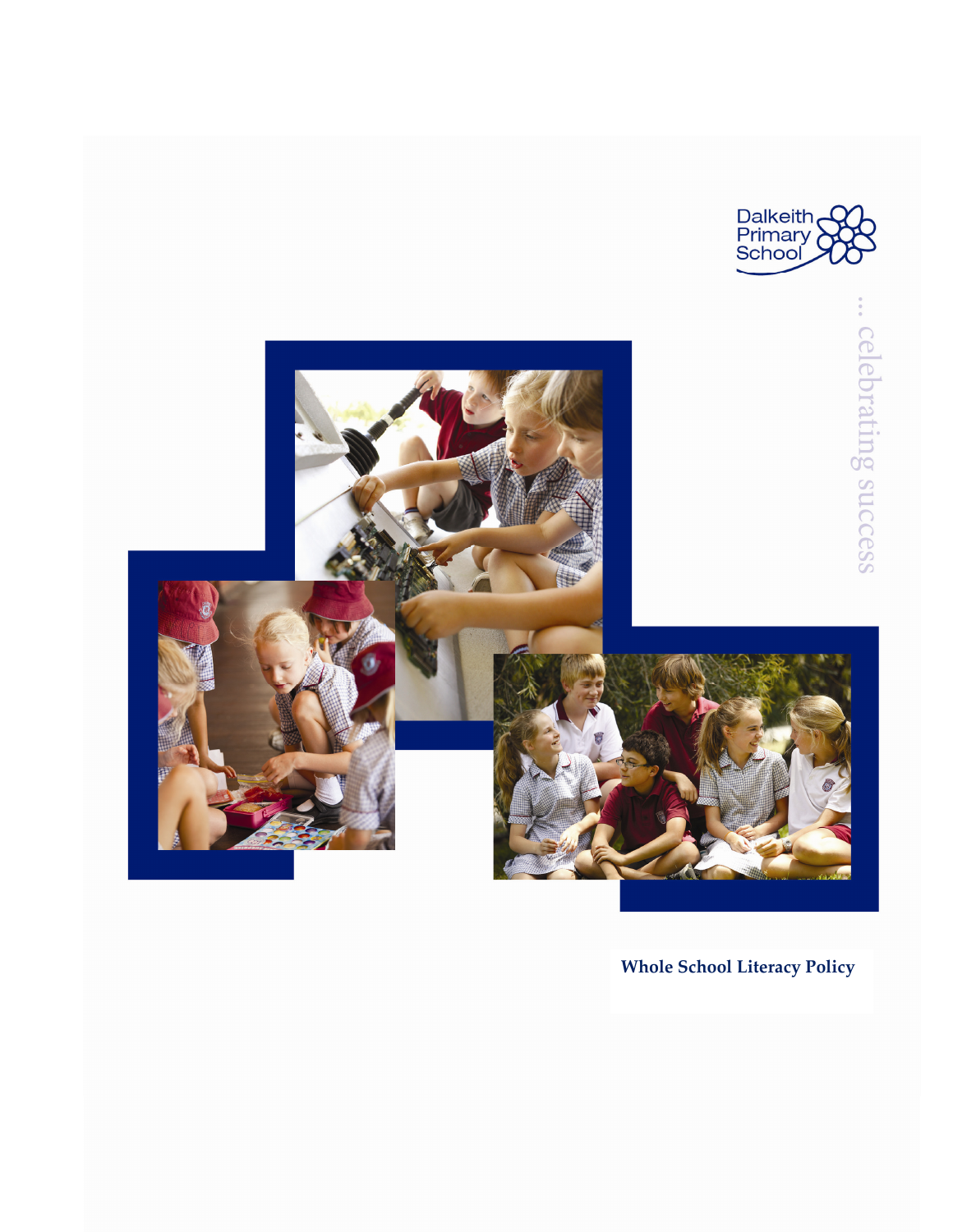Dalkeith Primary School

... celebrating success

# Whole School Literacy Policy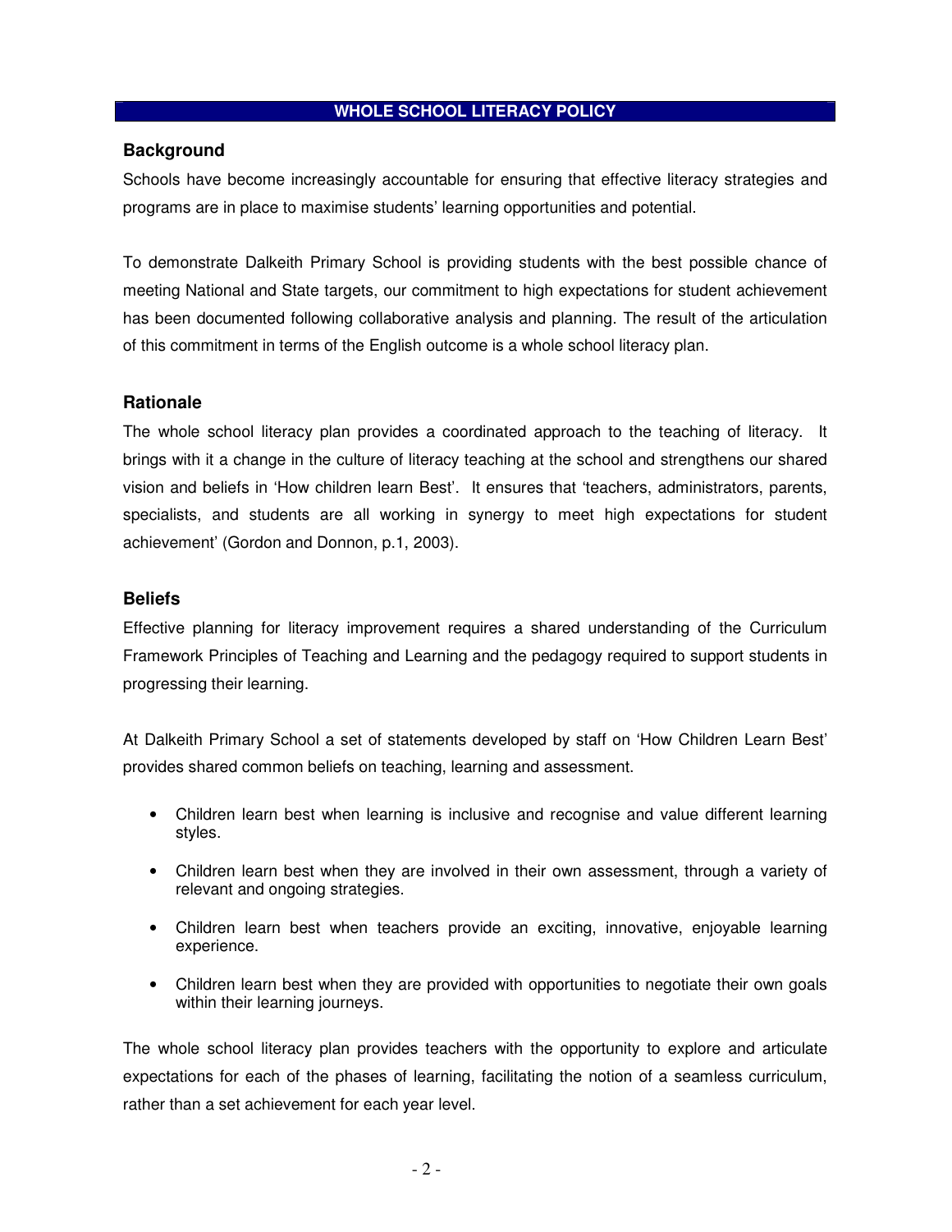# WHOLE SCHOOL LITERACY POLICY

## Background

Schools have become increasingly accountable for ensuring that effective literacy strategies and programs are in place to maximise students' learning opportunities and potential.

To demonstrate Dalkeith Primary School is providing students with the best possible chance of meeting National and State targets, our commitment to high expectations for student achievement has been documented following collaborative analysis and planning. The result of the articulation of this commitment in terms of the English outcome is a whole school literacy plan.

## Rationale

The whole school literacy plan provides a coordinated approach to the teaching of literacy. It brings with it a change in the culture of literacy teaching at the school and strengthens our shared vision and beliefs in 'How children learn Best'. It ensures that 'teachers, administrators, parents, specialists, and students are all working in synergy to meet high expectations for student achievement' (Gordon and Donnon, p.1, 2003).

## Beliefs

Effective planning for literacy improvement requires a shared understanding of the Curriculum Framework Principles of Teaching and Learning and the pedagogy required to support students in progressing their learning.

At Dalkeith Primary School a set of statements developed by staff on 'How Children Learn Best' provides shared common beliefs on teaching, learning and assessment.

- Children learn best when learning is inclusive and recognise and value different learning styles.
- Children learn best when they are involved in their own assessment, through a variety of relevant and ongoing strategies.
- Children learn best when teachers provide an exciting, innovative, enjoyable learning experience.
- Children learn best when they are provided with opportunities to negotiate their own goals within their learning journeys.

The whole school literacy plan provides teachers with the opportunity to explore and articulate expectations for each of the phases of learning, facilitating the notion of a seamless curriculum, rather than a set achievement for each year level.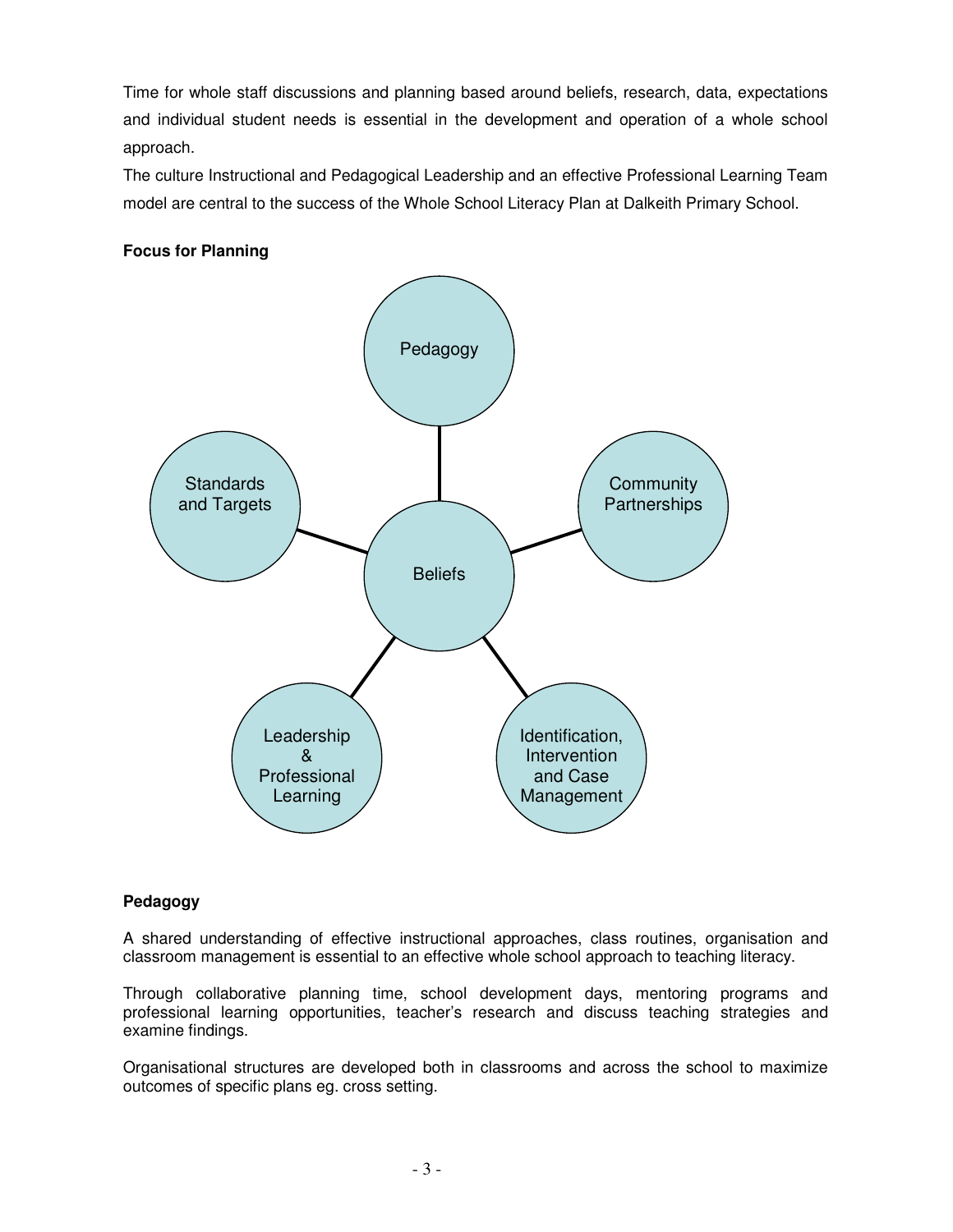Time for whole staff discussions and planning based around beliefs, research, data, expectations and individual student needs is essential in the development and operation of a whole school approach.

The culture Instructional and Pedagogical Leadership and an effective Professional Learning Team model are central to the success of the Whole School Literacy Plan at Dalkeith Primary School.

**Focus for Planning**

Pedagogy

Standards and Targets

Community Partnerships

Beliefs

Leadership & Professional Learning

Identification, Intervention and Case Management

**Pedagogy**

A shared understanding of effective instructional approaches, class routines, organisation and classroom management is essential to an effective whole school approach to teaching literacy.

Through collaborative planning time, school development days, mentoring programs and professional learning opportunities, teacher's research and discuss teaching strategies and examine findings.

Organisational structures are developed both in classrooms and across the school to maximize outcomes of specific plans eg. cross setting.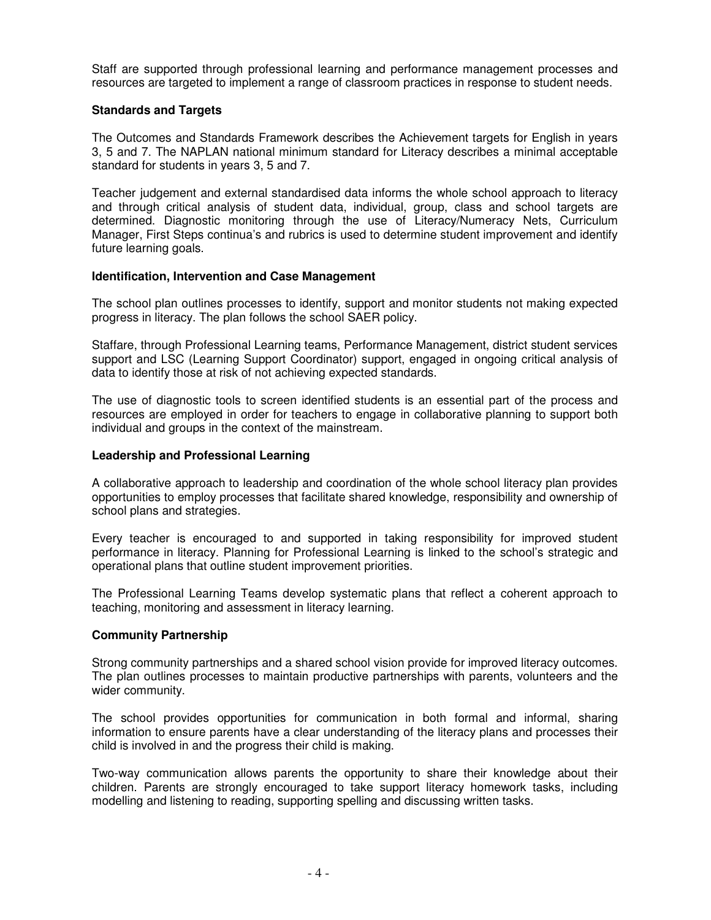Staff are supported through professional learning and performance management processes and resources are targeted to implement a range of classroom practices in response to student needs.

**Standards and Targets**

The Outcomes and Standards Framework describes the Achievement targets for English in years 3, 5 and 7. The NAPLAN national minimum standard for Literacy describes a minimal acceptable standard for students in years 3, 5 and 7.

Teacher judgement and external standardised data informs the whole school approach to literacy and through critical analysis of student data, individual, group, class and school targets are determined. Diagnostic monitoring through the use of Literacy/Numeracy Nets, Curriculum Manager, First Steps continua's and rubrics is used to determine student improvement and identify future learning goals.

**Identification, Intervention and Case Management**

The school plan outlines processes to identify, support and monitor students not making expected progress in literacy. The plan follows the school SAER policy.

Staffare, through Professional Learning teams, Performance Management, district student services support and LSC (Learning Support Coordinator) support, engaged in ongoing critical analysis of data to identify those at risk of not achieving expected standards.

The use of diagnostic tools to screen identified students is an essential part of the process and resources are employed in order for teachers to engage in collaborative planning to support both individual and groups in the context of the mainstream.

**Leadership and Professional Learning**

A collaborative approach to leadership and coordination of the whole school literacy plan provides opportunities to employ processes that facilitate shared knowledge, responsibility and ownership of school plans and strategies.

Every teacher is encouraged to and supported in taking responsibility for improved student performance in literacy. Planning for Professional Learning is linked to the school's strategic and operational plans that outline student improvement priorities.

The Professional Learning Teams develop systematic plans that reflect a coherent approach to teaching, monitoring and assessment in literacy learning.

**Community Partnership**

Strong community partnerships and a shared school vision provide for improved literacy outcomes. The plan outlines processes to maintain productive partnerships with parents, volunteers and the wider community.

The school provides opportunities for communication in both formal and informal, sharing information to ensure parents have a clear understanding of the literacy plans and processes their child is involved in and the progress their child is making.

Two-way communication allows parents the opportunity to share their knowledge about their children. Parents are strongly encouraged to take support literacy homework tasks, including modelling and listening to reading, supporting spelling and discussing written tasks.